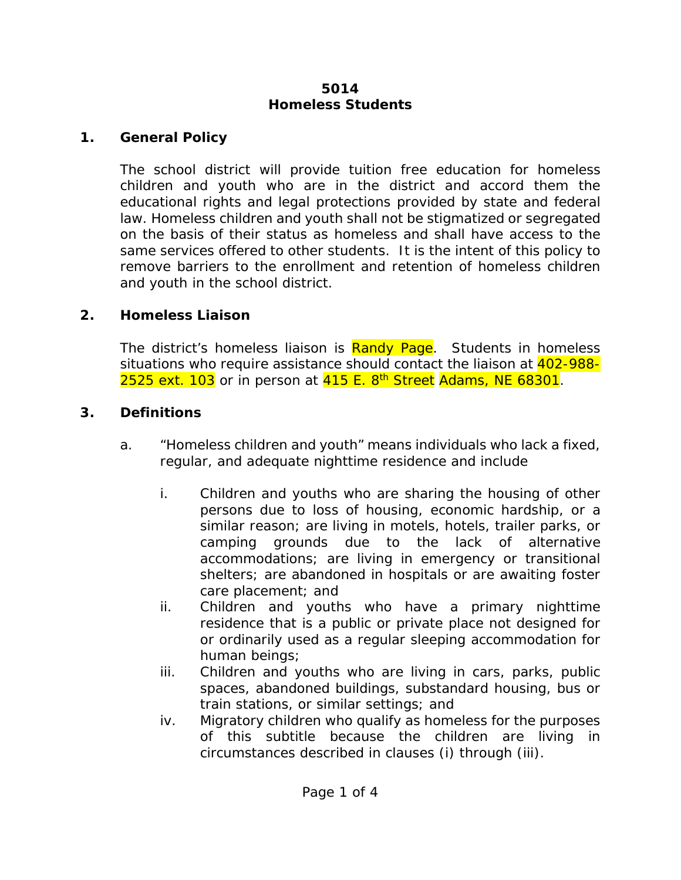# 5014
# Homeless Students

## 1. General Policy

The school district will provide tuition free education for homeless children and youth who are in the district and accord them the educational rights and legal protections provided by state and federal law. Homeless children and youth shall not be stigmatized or segregated on the basis of their status as homeless and shall have access to the same services offered to other students. It is the intent of this policy to remove barriers to the enrollment and retention of homeless children and youth in the school district.

## 2. Homeless Liaison

The district's homeless liaison is Randy Page. Students in homeless situations who require assistance should contact the liaison at 402-988-2525 ext. 103 or in person at 415 E. 8th Street Adams, NE 68301.

## 3. Definitions

a. "Homeless children and youth" means individuals who lack a fixed, regular, and adequate nighttime residence and include

   i. Children and youths who are sharing the housing of other persons due to loss of housing, economic hardship, or a similar reason; are living in motels, hotels, trailer parks, or camping grounds due to the lack of alternative accommodations; are living in emergency or transitional shelters; are abandoned in hospitals or are awaiting foster care placement; and

   ii. Children and youths who have a primary nighttime residence that is a public or private place not designed for or ordinarily used as a regular sleeping accommodation for human beings;

   iii. Children and youths who are living in cars, parks, public spaces, abandoned buildings, substandard housing, bus or train stations, or similar settings; and

   iv. Migratory children who qualify as homeless for the purposes of this subtitle because the children are living in circumstances described in clauses (i) through (iii).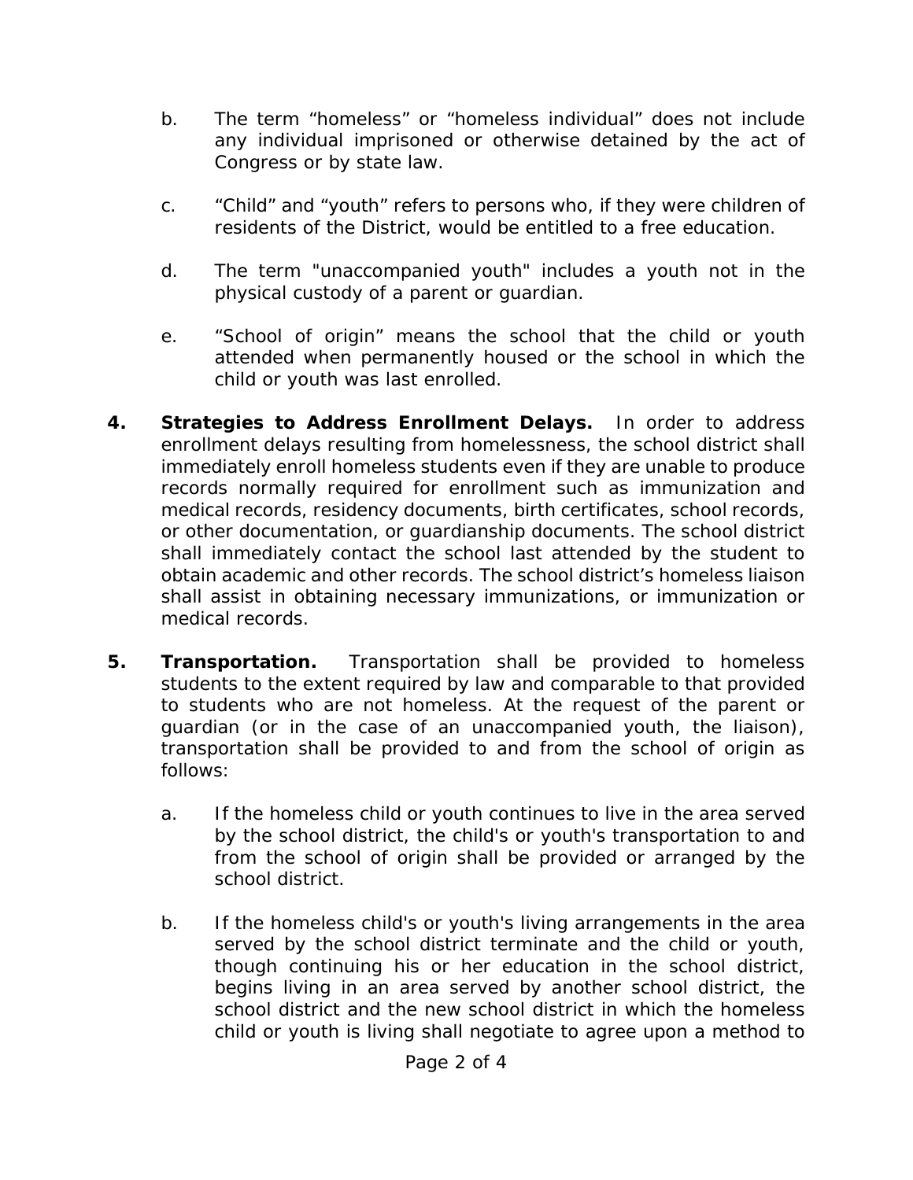b. The term “homeless” or “homeless individual” does not include any individual imprisoned or otherwise detained by the act of Congress or by state law.

c. “Child” and “youth” refers to persons who, if they were children of residents of the District, would be entitled to a free education.

d. The term "unaccompanied youth" includes a youth not in the physical custody of a parent or guardian.

e. “School of origin” means the school that the child or youth attended when permanently housed or the school in which the child or youth was last enrolled.

**4. Strategies to Address Enrollment Delays.** In order to address enrollment delays resulting from homelessness, the school district shall immediately enroll homeless students even if they are unable to produce records normally required for enrollment such as immunization and medical records, residency documents, birth certificates, school records, or other documentation, or guardianship documents. The school district shall immediately contact the school last attended by the student to obtain academic and other records. The school district’s homeless liaison shall assist in obtaining necessary immunizations, or immunization or medical records.

**5. Transportation.** Transportation shall be provided to homeless students to the extent required by law and comparable to that provided to students who are not homeless. At the request of the parent or guardian (or in the case of an unaccompanied youth, the liaison), transportation shall be provided to and from the school of origin as follows:

a. If the homeless child or youth continues to live in the area served by the school district, the child's or youth's transportation to and from the school of origin shall be provided or arranged by the school district.

b. If the homeless child's or youth's living arrangements in the area served by the school district terminate and the child or youth, though continuing his or her education in the school district, begins living in an area served by another school district, the school district and the new school district in which the homeless child or youth is living shall negotiate to agree upon a method to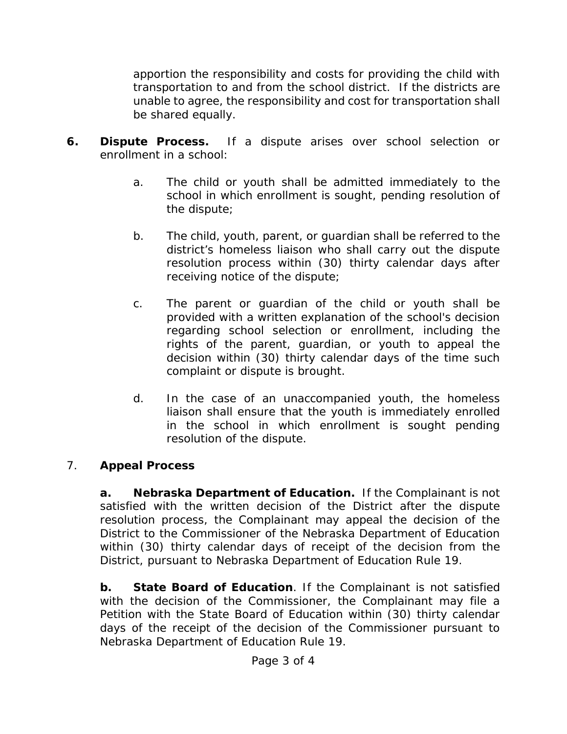apportion the responsibility and costs for providing the child with transportation to and from the school district. If the districts are unable to agree, the responsibility and cost for transportation shall be shared equally.

6. **Dispute Process.** If a dispute arises over school selection or enrollment in a school:

   a. The child or youth shall be admitted immediately to the school in which enrollment is sought, pending resolution of the dispute;

   b. The child, youth, parent, or guardian shall be referred to the district's homeless liaison who shall carry out the dispute resolution process within (30) thirty calendar days after receiving notice of the dispute;

   c. The parent or guardian of the child or youth shall be provided with a written explanation of the school's decision regarding school selection or enrollment, including the rights of the parent, guardian, or youth to appeal the decision within (30) thirty calendar days of the time such complaint or dispute is brought.

   d. In the case of an unaccompanied youth, the homeless liaison shall ensure that the youth is immediately enrolled in the school in which enrollment is sought pending resolution of the dispute.

7. **Appeal Process**

   **a. Nebraska Department of Education.** If the Complainant is not satisfied with the written decision of the District after the dispute resolution process, the Complainant may appeal the decision of the District to the Commissioner of the Nebraska Department of Education within (30) thirty calendar days of receipt of the decision from the District, pursuant to Nebraska Department of Education Rule 19.

   **b. State Board of Education**. If the Complainant is not satisfied with the decision of the Commissioner, the Complainant may file a Petition with the State Board of Education within (30) thirty calendar days of the receipt of the decision of the Commissioner pursuant to Nebraska Department of Education Rule 19.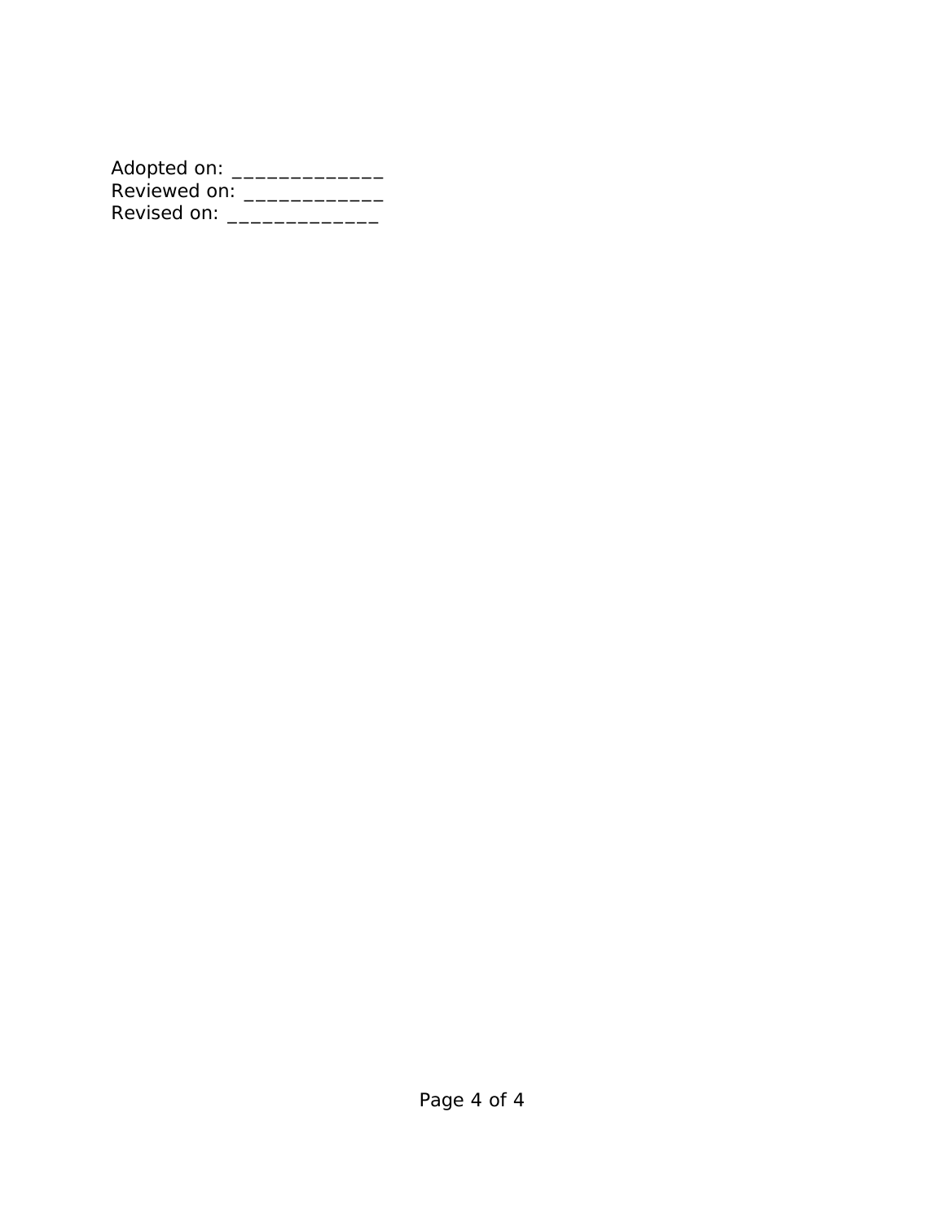Adopted on: ______________
Reviewed on: _____________
Revised on: ______________